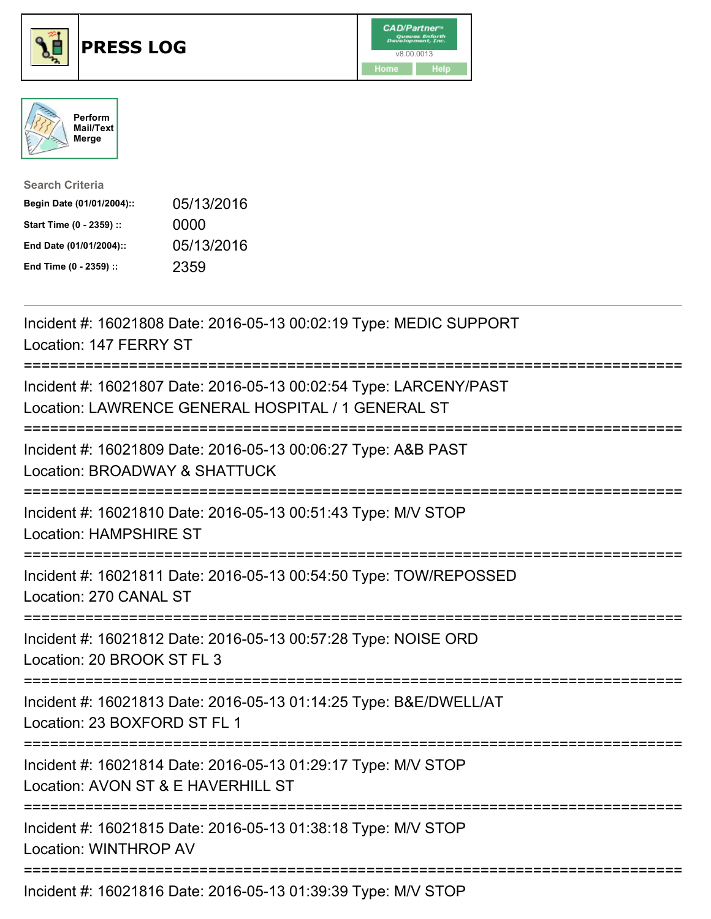# PRESS LOG

Perform Mail/Text Merge

**Search Criteria**

| | |
|---|---|
| **Begin Date (01/01/2004)::** | 05/13/2016 |
| **Start Time (0 - 2359) ::** | 0000 |
| **End Date (01/01/2004)::** | 05/13/2016 |
| **End Time (0 - 2359) ::** | 2359 |

---

Incident #: 16021808 Date: 2016-05-13 00:02:19 Type: MEDIC SUPPORT
Location: 147 FERRY ST

===========================================================================

Incident #: 16021807 Date: 2016-05-13 00:02:54 Type: LARCENY/PAST
Location: LAWRENCE GENERAL HOSPITAL / 1 GENERAL ST

===========================================================================

Incident #: 16021809 Date: 2016-05-13 00:06:27 Type: A&B PAST
Location: BROADWAY & SHATTUCK

===========================================================================

Incident #: 16021810 Date: 2016-05-13 00:51:43 Type: M/V STOP
Location: HAMPSHIRE ST

===========================================================================

Incident #: 16021811 Date: 2016-05-13 00:54:50 Type: TOW/REPOSSED
Location: 270 CANAL ST

===========================================================================

Incident #: 16021812 Date: 2016-05-13 00:57:28 Type: NOISE ORD
Location: 20 BROOK ST FL 3

===========================================================================

Incident #: 16021813 Date: 2016-05-13 01:14:25 Type: B&E/DWELL/AT
Location: 23 BOXFORD ST FL 1

===========================================================================

Incident #: 16021814 Date: 2016-05-13 01:29:17 Type: M/V STOP
Location: AVON ST & E HAVERHILL ST

===========================================================================

Incident #: 16021815 Date: 2016-05-13 01:38:18 Type: M/V STOP
Location: WINTHROP AV

===========================================================================

Incident #: 16021816 Date: 2016-05-13 01:39:39 Type: M/V STOP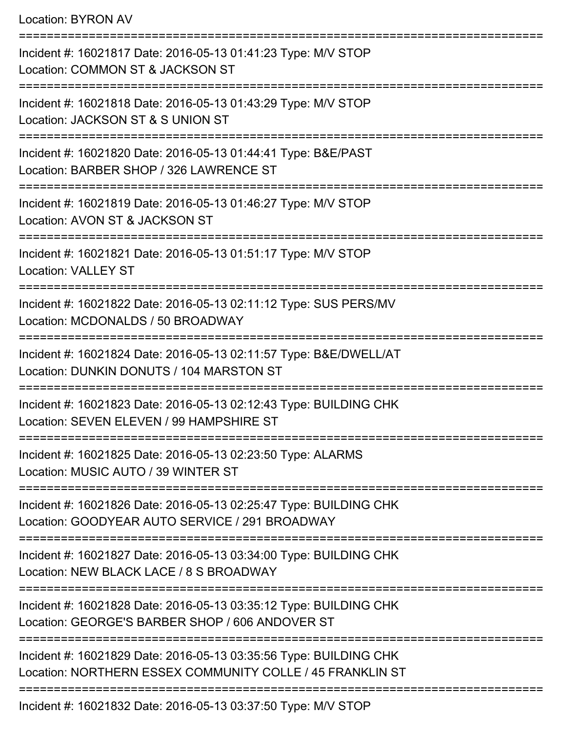Location: BYRON AV

===========================================================================

Incident #: 16021817 Date: 2016-05-13 01:41:23 Type: M/V STOP
Location: COMMON ST & JACKSON ST

===========================================================================

Incident #: 16021818 Date: 2016-05-13 01:43:29 Type: M/V STOP
Location: JACKSON ST & S UNION ST

===========================================================================

Incident #: 16021820 Date: 2016-05-13 01:44:41 Type: B&E/PAST
Location: BARBER SHOP / 326 LAWRENCE ST

===========================================================================

Incident #: 16021819 Date: 2016-05-13 01:46:27 Type: M/V STOP
Location: AVON ST & JACKSON ST

===========================================================================

Incident #: 16021821 Date: 2016-05-13 01:51:17 Type: M/V STOP
Location: VALLEY ST

===========================================================================

Incident #: 16021822 Date: 2016-05-13 02:11:12 Type: SUS PERS/MV
Location: MCDONALDS / 50 BROADWAY

===========================================================================

Incident #: 16021824 Date: 2016-05-13 02:11:57 Type: B&E/DWELL/AT
Location: DUNKIN DONUTS / 104 MARSTON ST

===========================================================================

Incident #: 16021823 Date: 2016-05-13 02:12:43 Type: BUILDING CHK
Location: SEVEN ELEVEN / 99 HAMPSHIRE ST

===========================================================================

Incident #: 16021825 Date: 2016-05-13 02:23:50 Type: ALARMS
Location: MUSIC AUTO / 39 WINTER ST

===========================================================================

Incident #: 16021826 Date: 2016-05-13 02:25:47 Type: BUILDING CHK
Location: GOODYEAR AUTO SERVICE / 291 BROADWAY

===========================================================================

Incident #: 16021827 Date: 2016-05-13 03:34:00 Type: BUILDING CHK
Location: NEW BLACK LACE / 8 S BROADWAY

===========================================================================

Incident #: 16021828 Date: 2016-05-13 03:35:12 Type: BUILDING CHK
Location: GEORGE'S BARBER SHOP / 606 ANDOVER ST

===========================================================================

Incident #: 16021829 Date: 2016-05-13 03:35:56 Type: BUILDING CHK
Location: NORTHERN ESSEX COMMUNITY COLLE / 45 FRANKLIN ST

===========================================================================

Incident #: 16021832 Date: 2016-05-13 03:37:50 Type: M/V STOP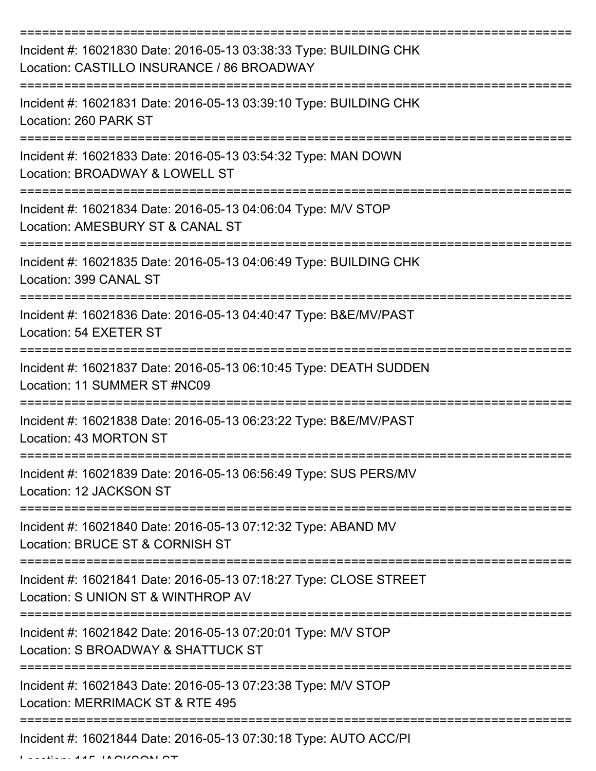===========================================================================

Incident #: 16021830 Date: 2016-05-13 03:38:33 Type: BUILDING CHK
Location: CASTILLO INSURANCE / 86 BROADWAY

===========================================================================

Incident #: 16021831 Date: 2016-05-13 03:39:10 Type: BUILDING CHK
Location: 260 PARK ST

===========================================================================

Incident #: 16021833 Date: 2016-05-13 03:54:32 Type: MAN DOWN
Location: BROADWAY & LOWELL ST

===========================================================================

Incident #: 16021834 Date: 2016-05-13 04:06:04 Type: M/V STOP
Location: AMESBURY ST & CANAL ST

===========================================================================

Incident #: 16021835 Date: 2016-05-13 04:06:49 Type: BUILDING CHK
Location: 399 CANAL ST

===========================================================================

Incident #: 16021836 Date: 2016-05-13 04:40:47 Type: B&E/MV/PAST
Location: 54 EXETER ST

===========================================================================

Incident #: 16021837 Date: 2016-05-13 06:10:45 Type: DEATH SUDDEN
Location: 11 SUMMER ST #NC09

===========================================================================

Incident #: 16021838 Date: 2016-05-13 06:23:22 Type: B&E/MV/PAST
Location: 43 MORTON ST

===========================================================================

Incident #: 16021839 Date: 2016-05-13 06:56:49 Type: SUS PERS/MV
Location: 12 JACKSON ST

===========================================================================

Incident #: 16021840 Date: 2016-05-13 07:12:32 Type: ABAND MV
Location: BRUCE ST & CORNISH ST

===========================================================================

Incident #: 16021841 Date: 2016-05-13 07:18:27 Type: CLOSE STREET
Location: S UNION ST & WINTHROP AV

===========================================================================

Incident #: 16021842 Date: 2016-05-13 07:20:01 Type: M/V STOP
Location: S BROADWAY & SHATTUCK ST

===========================================================================

Incident #: 16021843 Date: 2016-05-13 07:23:38 Type: M/V STOP
Location: MERRIMACK ST & RTE 495

===========================================================================

Incident #: 16021844 Date: 2016-05-13 07:30:18 Type: AUTO ACC/PI
Location: 115 JACKSON ST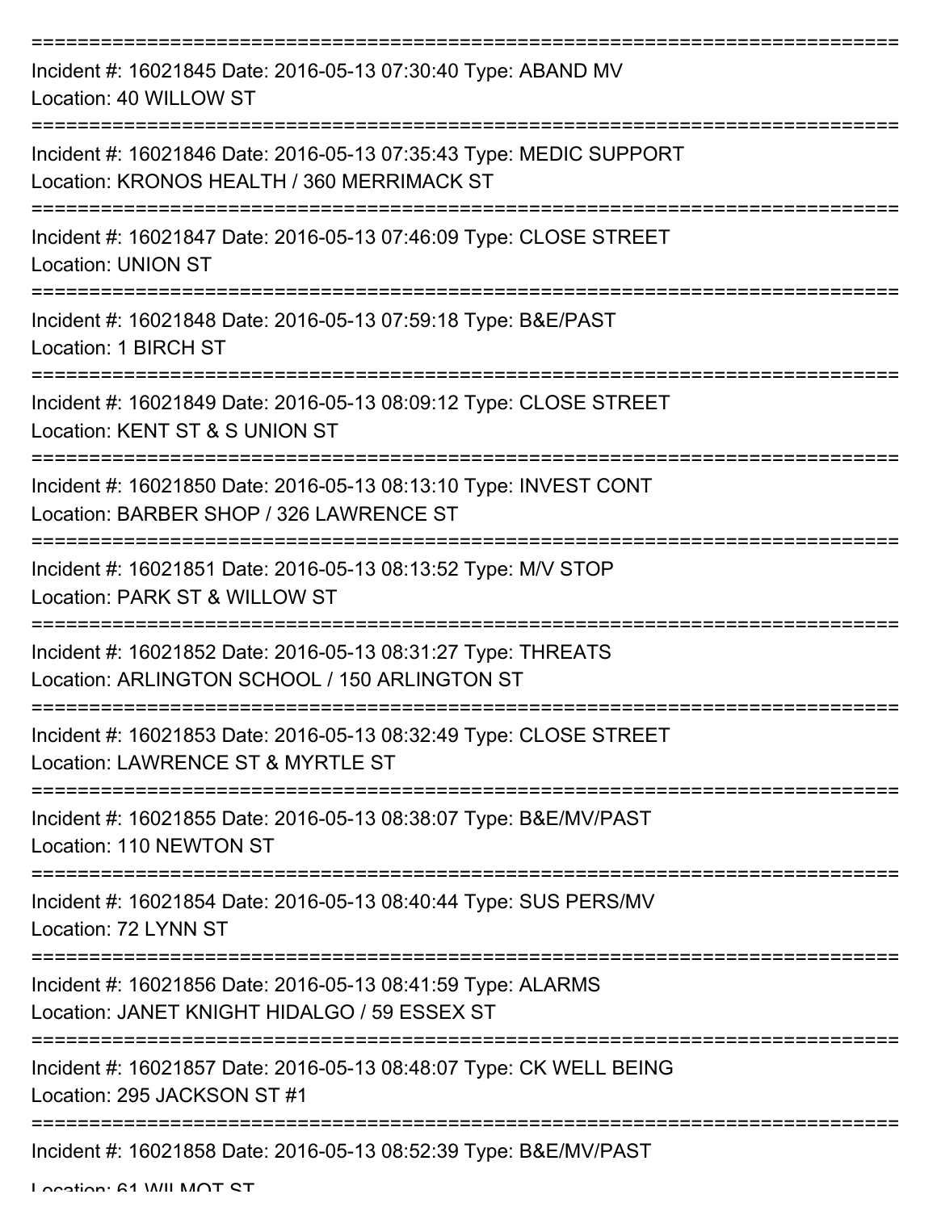===========================================================================
Incident #: 16021845 Date: 2016-05-13 07:30:40 Type: ABAND MV
Location: 40 WILLOW ST
===========================================================================
Incident #: 16021846 Date: 2016-05-13 07:35:43 Type: MEDIC SUPPORT
Location: KRONOS HEALTH / 360 MERRIMACK ST
===========================================================================
Incident #: 16021847 Date: 2016-05-13 07:46:09 Type: CLOSE STREET
Location: UNION ST
===========================================================================
Incident #: 16021848 Date: 2016-05-13 07:59:18 Type: B&E/PAST
Location: 1 BIRCH ST
===========================================================================
Incident #: 16021849 Date: 2016-05-13 08:09:12 Type: CLOSE STREET
Location: KENT ST & S UNION ST
===========================================================================
Incident #: 16021850 Date: 2016-05-13 08:13:10 Type: INVEST CONT
Location: BARBER SHOP / 326 LAWRENCE ST
===========================================================================
Incident #: 16021851 Date: 2016-05-13 08:13:52 Type: M/V STOP
Location: PARK ST & WILLOW ST
===========================================================================
Incident #: 16021852 Date: 2016-05-13 08:31:27 Type: THREATS
Location: ARLINGTON SCHOOL / 150 ARLINGTON ST
===========================================================================
Incident #: 16021853 Date: 2016-05-13 08:32:49 Type: CLOSE STREET
Location: LAWRENCE ST & MYRTLE ST
===========================================================================
Incident #: 16021855 Date: 2016-05-13 08:38:07 Type: B&E/MV/PAST
Location: 110 NEWTON ST
===========================================================================
Incident #: 16021854 Date: 2016-05-13 08:40:44 Type: SUS PERS/MV
Location: 72 LYNN ST
===========================================================================
Incident #: 16021856 Date: 2016-05-13 08:41:59 Type: ALARMS
Location: JANET KNIGHT HIDALGO / 59 ESSEX ST
===========================================================================
Incident #: 16021857 Date: 2016-05-13 08:48:07 Type: CK WELL BEING
Location: 295 JACKSON ST #1
===========================================================================
Incident #: 16021858 Date: 2016-05-13 08:52:39 Type: B&E/MV/PAST
Location: 61 WILMOT ST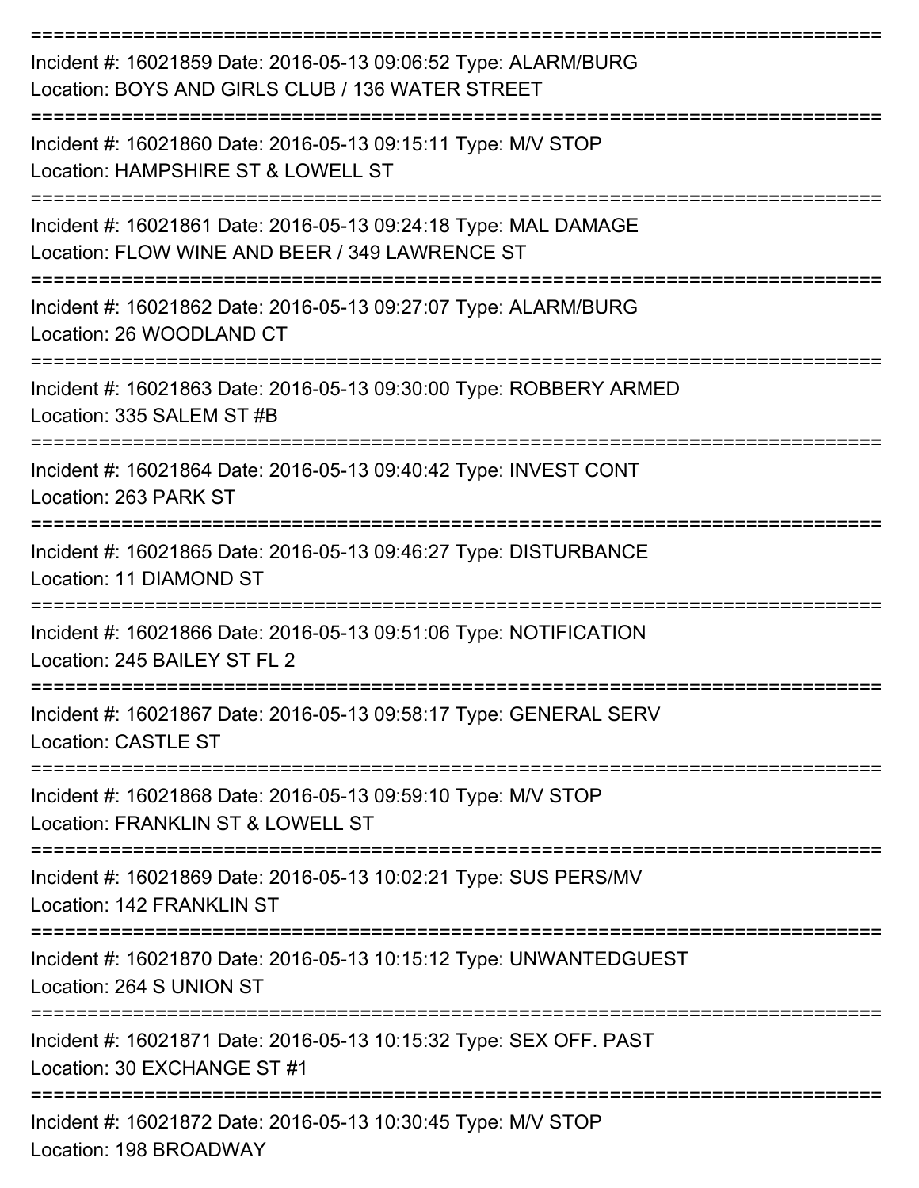===========================================================================

Incident #: 16021859 Date: 2016-05-13 09:06:52 Type: ALARM/BURG
Location: BOYS AND GIRLS CLUB / 136 WATER STREET

===========================================================================

Incident #: 16021860 Date: 2016-05-13 09:15:11 Type: M/V STOP
Location: HAMPSHIRE ST & LOWELL ST

===========================================================================

Incident #: 16021861 Date: 2016-05-13 09:24:18 Type: MAL DAMAGE
Location: FLOW WINE AND BEER / 349 LAWRENCE ST

===========================================================================

Incident #: 16021862 Date: 2016-05-13 09:27:07 Type: ALARM/BURG
Location: 26 WOODLAND CT

===========================================================================

Incident #: 16021863 Date: 2016-05-13 09:30:00 Type: ROBBERY ARMED
Location: 335 SALEM ST #B

===========================================================================

Incident #: 16021864 Date: 2016-05-13 09:40:42 Type: INVEST CONT
Location: 263 PARK ST

===========================================================================

Incident #: 16021865 Date: 2016-05-13 09:46:27 Type: DISTURBANCE
Location: 11 DIAMOND ST

===========================================================================

Incident #: 16021866 Date: 2016-05-13 09:51:06 Type: NOTIFICATION
Location: 245 BAILEY ST FL 2

===========================================================================

Incident #: 16021867 Date: 2016-05-13 09:58:17 Type: GENERAL SERV
Location: CASTLE ST

===========================================================================

Incident #: 16021868 Date: 2016-05-13 09:59:10 Type: M/V STOP
Location: FRANKLIN ST & LOWELL ST

===========================================================================

Incident #: 16021869 Date: 2016-05-13 10:02:21 Type: SUS PERS/MV
Location: 142 FRANKLIN ST

===========================================================================

Incident #: 16021870 Date: 2016-05-13 10:15:12 Type: UNWANTEDGUEST
Location: 264 S UNION ST

===========================================================================

Incident #: 16021871 Date: 2016-05-13 10:15:32 Type: SEX OFF. PAST
Location: 30 EXCHANGE ST #1

===========================================================================

Incident #: 16021872 Date: 2016-05-13 10:30:45 Type: M/V STOP
Location: 198 BROADWAY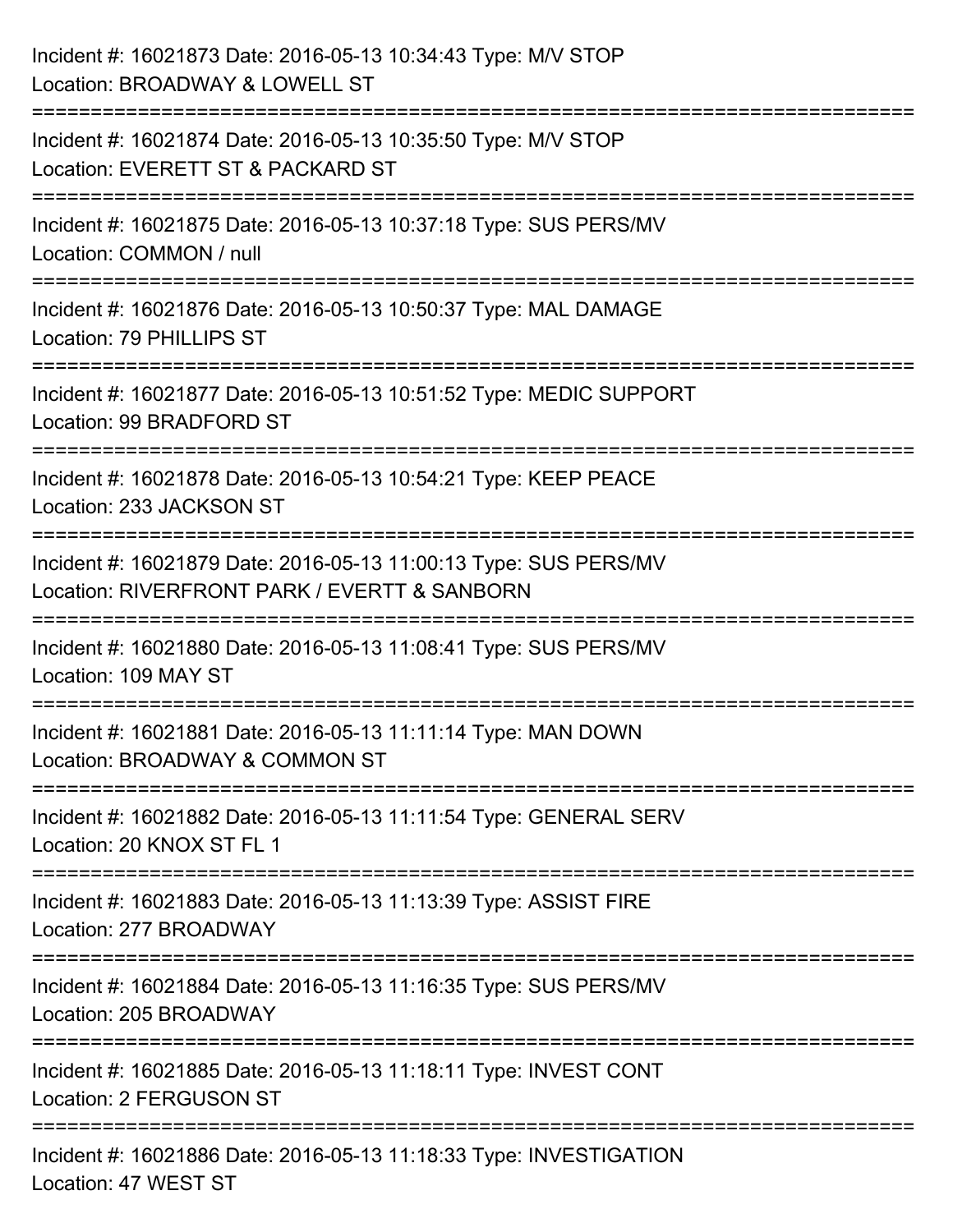Incident #: 16021873 Date: 2016-05-13 10:34:43 Type: M/V STOP
Location: BROADWAY & LOWELL ST

===========================================================================

Incident #: 16021874 Date: 2016-05-13 10:35:50 Type: M/V STOP
Location: EVERETT ST & PACKARD ST

===========================================================================

Incident #: 16021875 Date: 2016-05-13 10:37:18 Type: SUS PERS/MV
Location: COMMON / null

===========================================================================

Incident #: 16021876 Date: 2016-05-13 10:50:37 Type: MAL DAMAGE
Location: 79 PHILLIPS ST

===========================================================================

Incident #: 16021877 Date: 2016-05-13 10:51:52 Type: MEDIC SUPPORT
Location: 99 BRADFORD ST

===========================================================================

Incident #: 16021878 Date: 2016-05-13 10:54:21 Type: KEEP PEACE
Location: 233 JACKSON ST

===========================================================================

Incident #: 16021879 Date: 2016-05-13 11:00:13 Type: SUS PERS/MV
Location: RIVERFRONT PARK / EVERTT & SANBORN

===========================================================================

Incident #: 16021880 Date: 2016-05-13 11:08:41 Type: SUS PERS/MV
Location: 109 MAY ST

===========================================================================

Incident #: 16021881 Date: 2016-05-13 11:11:14 Type: MAN DOWN
Location: BROADWAY & COMMON ST

===========================================================================

Incident #: 16021882 Date: 2016-05-13 11:11:54 Type: GENERAL SERV
Location: 20 KNOX ST FL 1

===========================================================================

Incident #: 16021883 Date: 2016-05-13 11:13:39 Type: ASSIST FIRE
Location: 277 BROADWAY

===========================================================================

Incident #: 16021884 Date: 2016-05-13 11:16:35 Type: SUS PERS/MV
Location: 205 BROADWAY

===========================================================================

Incident #: 16021885 Date: 2016-05-13 11:18:11 Type: INVEST CONT
Location: 2 FERGUSON ST

===========================================================================

Incident #: 16021886 Date: 2016-05-13 11:18:33 Type: INVESTIGATION
Location: 47 WEST ST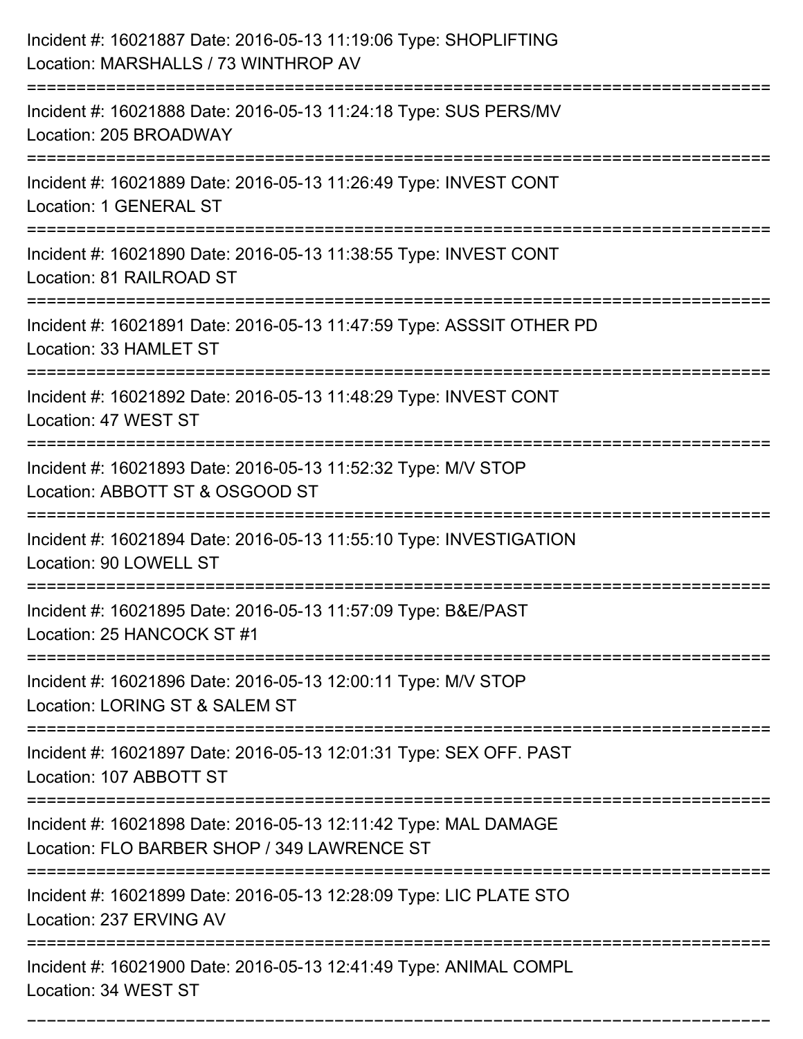Incident #: 16021887 Date: 2016-05-13 11:19:06 Type: SHOPLIFTING
Location: MARSHALLS / 73 WINTHROP AV

===========================================================================

Incident #: 16021888 Date: 2016-05-13 11:24:18 Type: SUS PERS/MV
Location: 205 BROADWAY

===========================================================================

Incident #: 16021889 Date: 2016-05-13 11:26:49 Type: INVEST CONT
Location: 1 GENERAL ST

===========================================================================

Incident #: 16021890 Date: 2016-05-13 11:38:55 Type: INVEST CONT
Location: 81 RAILROAD ST

===========================================================================

Incident #: 16021891 Date: 2016-05-13 11:47:59 Type: ASSSIT OTHER PD
Location: 33 HAMLET ST

===========================================================================

Incident #: 16021892 Date: 2016-05-13 11:48:29 Type: INVEST CONT
Location: 47 WEST ST

===========================================================================

Incident #: 16021893 Date: 2016-05-13 11:52:32 Type: M/V STOP
Location: ABBOTT ST & OSGOOD ST

===========================================================================

Incident #: 16021894 Date: 2016-05-13 11:55:10 Type: INVESTIGATION
Location: 90 LOWELL ST

===========================================================================

Incident #: 16021895 Date: 2016-05-13 11:57:09 Type: B&E/PAST
Location: 25 HANCOCK ST #1

===========================================================================

Incident #: 16021896 Date: 2016-05-13 12:00:11 Type: M/V STOP
Location: LORING ST & SALEM ST

===========================================================================

Incident #: 16021897 Date: 2016-05-13 12:01:31 Type: SEX OFF. PAST
Location: 107 ABBOTT ST

===========================================================================

Incident #: 16021898 Date: 2016-05-13 12:11:42 Type: MAL DAMAGE
Location: FLO BARBER SHOP / 349 LAWRENCE ST

===========================================================================

Incident #: 16021899 Date: 2016-05-13 12:28:09 Type: LIC PLATE STO
Location: 237 ERVING AV

===========================================================================

Incident #: 16021900 Date: 2016-05-13 12:41:49 Type: ANIMAL COMPL
Location: 34 WEST ST

===========================================================================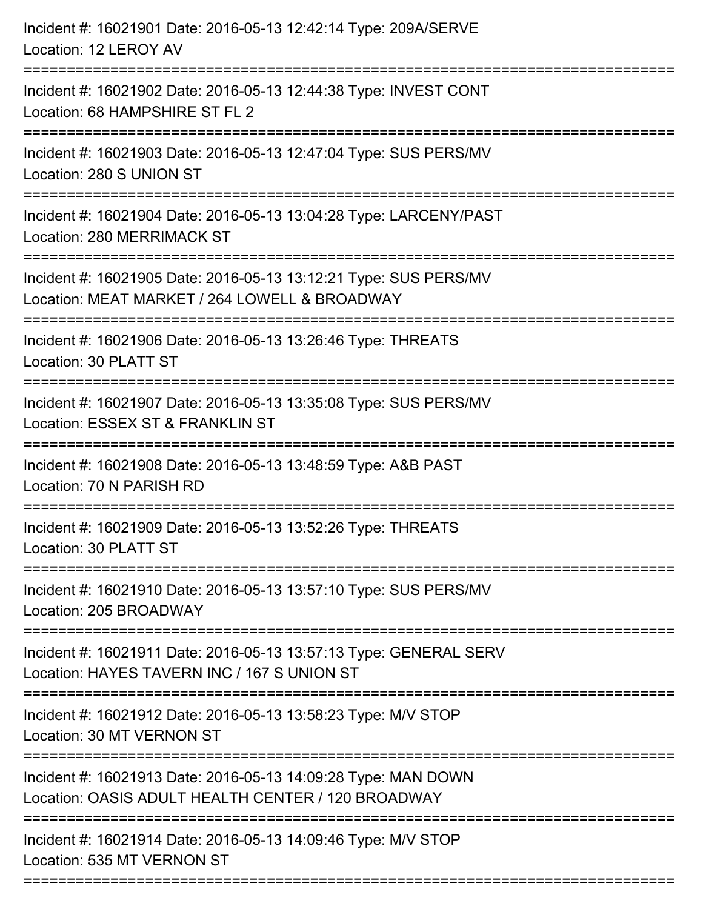Incident #: 16021901 Date: 2016-05-13 12:42:14 Type: 209A/SERVE
Location: 12 LEROY AV

===========================================================================

Incident #: 16021902 Date: 2016-05-13 12:44:38 Type: INVEST CONT
Location: 68 HAMPSHIRE ST FL 2

===========================================================================

Incident #: 16021903 Date: 2016-05-13 12:47:04 Type: SUS PERS/MV
Location: 280 S UNION ST

===========================================================================

Incident #: 16021904 Date: 2016-05-13 13:04:28 Type: LARCENY/PAST
Location: 280 MERRIMACK ST

===========================================================================

Incident #: 16021905 Date: 2016-05-13 13:12:21 Type: SUS PERS/MV
Location: MEAT MARKET / 264 LOWELL & BROADWAY

===========================================================================

Incident #: 16021906 Date: 2016-05-13 13:26:46 Type: THREATS
Location: 30 PLATT ST

===========================================================================

Incident #: 16021907 Date: 2016-05-13 13:35:08 Type: SUS PERS/MV
Location: ESSEX ST & FRANKLIN ST

===========================================================================

Incident #: 16021908 Date: 2016-05-13 13:48:59 Type: A&B PAST
Location: 70 N PARISH RD

===========================================================================

Incident #: 16021909 Date: 2016-05-13 13:52:26 Type: THREATS
Location: 30 PLATT ST

===========================================================================

Incident #: 16021910 Date: 2016-05-13 13:57:10 Type: SUS PERS/MV
Location: 205 BROADWAY

===========================================================================

Incident #: 16021911 Date: 2016-05-13 13:57:13 Type: GENERAL SERV
Location: HAYES TAVERN INC / 167 S UNION ST

===========================================================================

Incident #: 16021912 Date: 2016-05-13 13:58:23 Type: M/V STOP
Location: 30 MT VERNON ST

===========================================================================

Incident #: 16021913 Date: 2016-05-13 14:09:28 Type: MAN DOWN
Location: OASIS ADULT HEALTH CENTER / 120 BROADWAY

===========================================================================

Incident #: 16021914 Date: 2016-05-13 14:09:46 Type: M/V STOP
Location: 535 MT VERNON ST

===========================================================================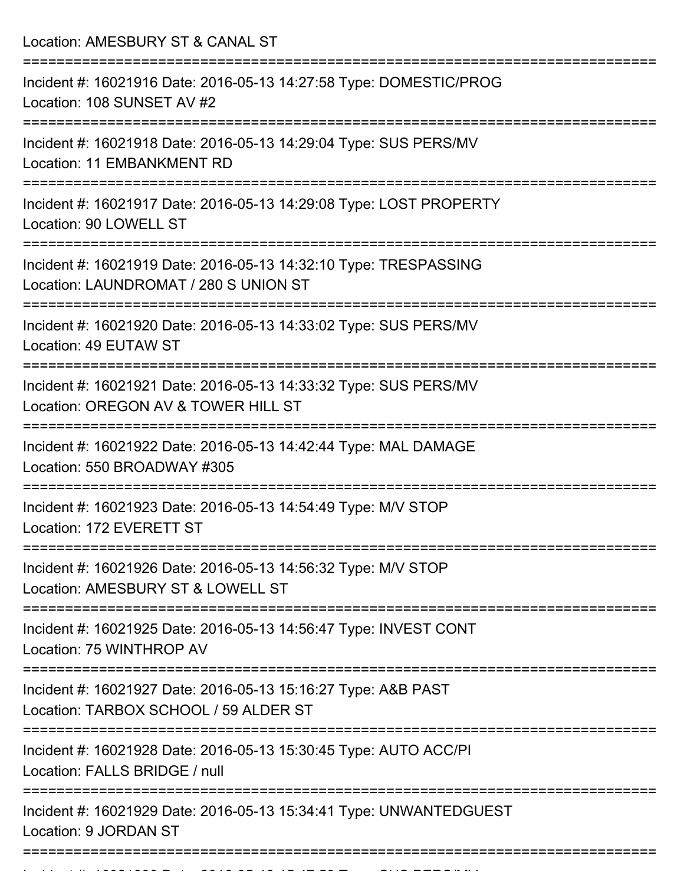Location: AMESBURY ST & CANAL ST

===========================================================================

Incident #: 16021916 Date: 2016-05-13 14:27:58 Type: DOMESTIC/PROG
Location: 108 SUNSET AV #2

===========================================================================

Incident #: 16021918 Date: 2016-05-13 14:29:04 Type: SUS PERS/MV
Location: 11 EMBANKMENT RD

===========================================================================

Incident #: 16021917 Date: 2016-05-13 14:29:08 Type: LOST PROPERTY
Location: 90 LOWELL ST

===========================================================================

Incident #: 16021919 Date: 2016-05-13 14:32:10 Type: TRESPASSING
Location: LAUNDROMAT / 280 S UNION ST

===========================================================================

Incident #: 16021920 Date: 2016-05-13 14:33:02 Type: SUS PERS/MV
Location: 49 EUTAW ST

===========================================================================

Incident #: 16021921 Date: 2016-05-13 14:33:32 Type: SUS PERS/MV
Location: OREGON AV & TOWER HILL ST

===========================================================================

Incident #: 16021922 Date: 2016-05-13 14:42:44 Type: MAL DAMAGE
Location: 550 BROADWAY #305

===========================================================================

Incident #: 16021923 Date: 2016-05-13 14:54:49 Type: M/V STOP
Location: 172 EVERETT ST

===========================================================================

Incident #: 16021926 Date: 2016-05-13 14:56:32 Type: M/V STOP
Location: AMESBURY ST & LOWELL ST

===========================================================================

Incident #: 16021925 Date: 2016-05-13 14:56:47 Type: INVEST CONT
Location: 75 WINTHROP AV

===========================================================================

Incident #: 16021927 Date: 2016-05-13 15:16:27 Type: A&B PAST
Location: TARBOX SCHOOL / 59 ALDER ST

===========================================================================

Incident #: 16021928 Date: 2016-05-13 15:30:45 Type: AUTO ACC/PI
Location: FALLS BRIDGE / null

===========================================================================

Incident #: 16021929 Date: 2016-05-13 15:34:41 Type: UNWANTEDGUEST
Location: 9 JORDAN ST

===========================================================================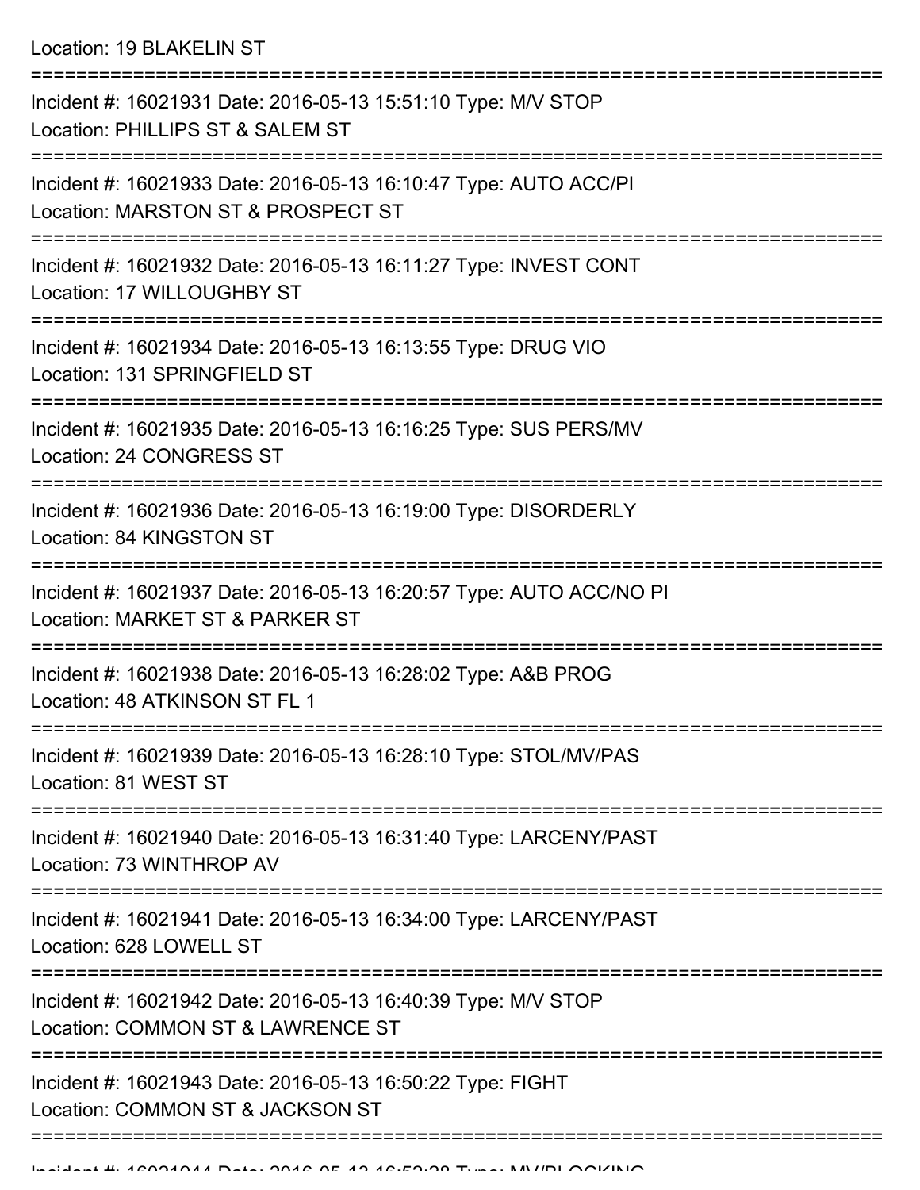Location: 19 BLAKELIN ST

===========================================================================

Incident #: 16021931 Date: 2016-05-13 15:51:10 Type: M/V STOP

Location: PHILLIPS ST & SALEM ST

===========================================================================

Incident #: 16021933 Date: 2016-05-13 16:10:47 Type: AUTO ACC/PI

Location: MARSTON ST & PROSPECT ST

===========================================================================

Incident #: 16021932 Date: 2016-05-13 16:11:27 Type: INVEST CONT

Location: 17 WILLOUGHBY ST

===========================================================================

Incident #: 16021934 Date: 2016-05-13 16:13:55 Type: DRUG VIO

Location: 131 SPRINGFIELD ST

===========================================================================

Incident #: 16021935 Date: 2016-05-13 16:16:25 Type: SUS PERS/MV

Location: 24 CONGRESS ST

===========================================================================

Incident #: 16021936 Date: 2016-05-13 16:19:00 Type: DISORDERLY

Location: 84 KINGSTON ST

===========================================================================

Incident #: 16021937 Date: 2016-05-13 16:20:57 Type: AUTO ACC/NO PI

Location: MARKET ST & PARKER ST

===========================================================================

Incident #: 16021938 Date: 2016-05-13 16:28:02 Type: A&B PROG

Location: 48 ATKINSON ST FL 1

===========================================================================

Incident #: 16021939 Date: 2016-05-13 16:28:10 Type: STOL/MV/PAS

Location: 81 WEST ST

===========================================================================

Incident #: 16021940 Date: 2016-05-13 16:31:40 Type: LARCENY/PAST

Location: 73 WINTHROP AV

===========================================================================

Incident #: 16021941 Date: 2016-05-13 16:34:00 Type: LARCENY/PAST

Location: 628 LOWELL ST

===========================================================================

Incident #: 16021942 Date: 2016-05-13 16:40:39 Type: M/V STOP

Location: COMMON ST & LAWRENCE ST

===========================================================================

Incident #: 16021943 Date: 2016-05-13 16:50:22 Type: FIGHT

Location: COMMON ST & JACKSON ST

===========================================================================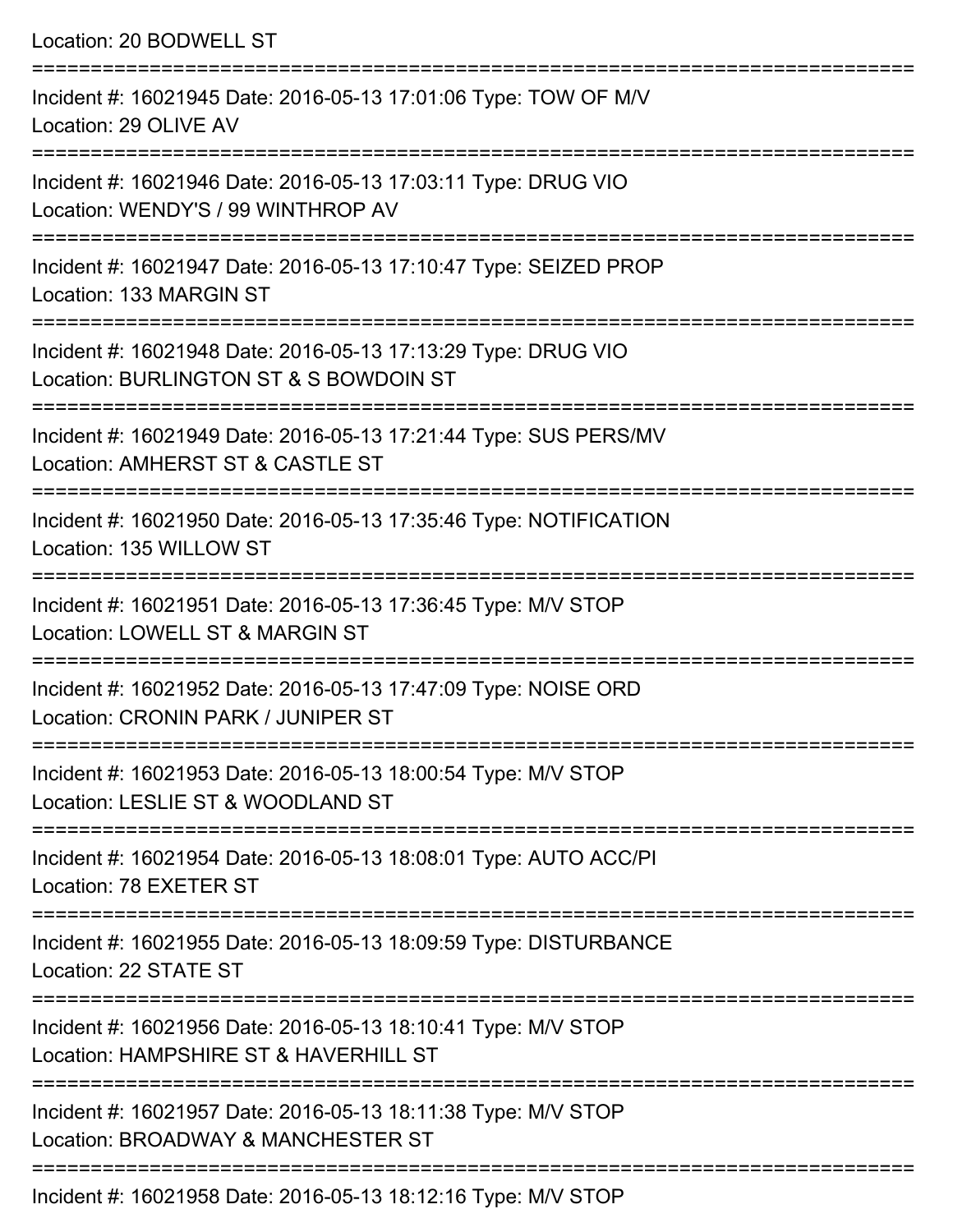Location: 20 BODWELL ST

===========================================================================

Incident #: 16021945 Date: 2016-05-13 17:01:06 Type: TOW OF M/V
Location: 29 OLIVE AV

===========================================================================

Incident #: 16021946 Date: 2016-05-13 17:03:11 Type: DRUG VIO
Location: WENDY'S / 99 WINTHROP AV

===========================================================================

Incident #: 16021947 Date: 2016-05-13 17:10:47 Type: SEIZED PROP
Location: 133 MARGIN ST

===========================================================================

Incident #: 16021948 Date: 2016-05-13 17:13:29 Type: DRUG VIO
Location: BURLINGTON ST & S BOWDOIN ST

===========================================================================

Incident #: 16021949 Date: 2016-05-13 17:21:44 Type: SUS PERS/MV
Location: AMHERST ST & CASTLE ST

===========================================================================

Incident #: 16021950 Date: 2016-05-13 17:35:46 Type: NOTIFICATION
Location: 135 WILLOW ST

===========================================================================

Incident #: 16021951 Date: 2016-05-13 17:36:45 Type: M/V STOP
Location: LOWELL ST & MARGIN ST

===========================================================================

Incident #: 16021952 Date: 2016-05-13 17:47:09 Type: NOISE ORD
Location: CRONIN PARK / JUNIPER ST

===========================================================================

Incident #: 16021953 Date: 2016-05-13 18:00:54 Type: M/V STOP
Location: LESLIE ST & WOODLAND ST

===========================================================================

Incident #: 16021954 Date: 2016-05-13 18:08:01 Type: AUTO ACC/PI
Location: 78 EXETER ST

===========================================================================

Incident #: 16021955 Date: 2016-05-13 18:09:59 Type: DISTURBANCE
Location: 22 STATE ST

===========================================================================

Incident #: 16021956 Date: 2016-05-13 18:10:41 Type: M/V STOP
Location: HAMPSHIRE ST & HAVERHILL ST

===========================================================================

Incident #: 16021957 Date: 2016-05-13 18:11:38 Type: M/V STOP
Location: BROADWAY & MANCHESTER ST

===========================================================================

Incident #: 16021958 Date: 2016-05-13 18:12:16 Type: M/V STOP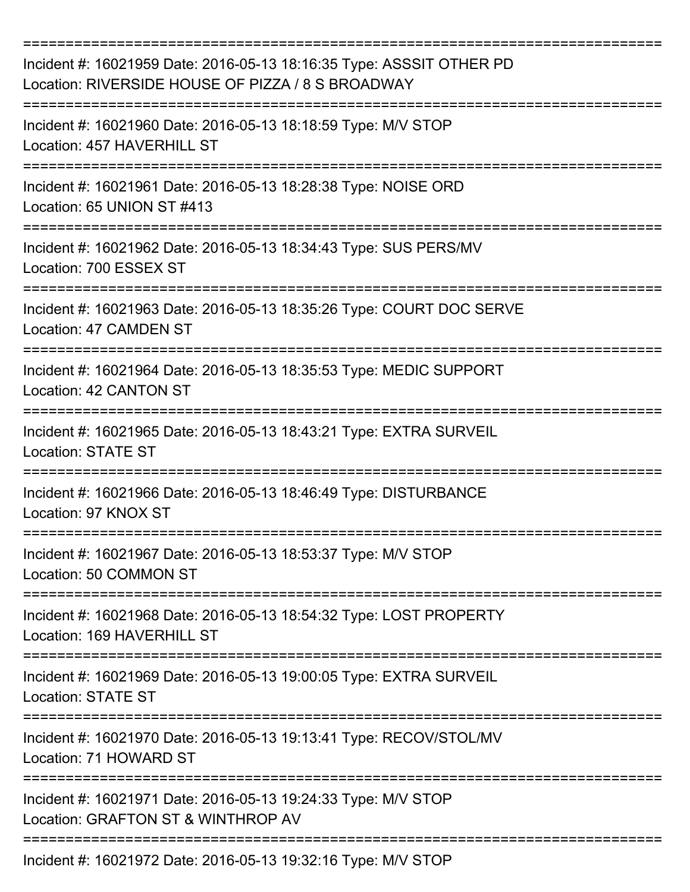Incident #: 16021959 Date: 2016-05-13 18:16:35 Type: ASSSIT OTHER PD
Location: RIVERSIDE HOUSE OF PIZZA / 8 S BROADWAY

---

Incident #: 16021960 Date: 2016-05-13 18:18:59 Type: M/V STOP
Location: 457 HAVERHILL ST

---

Incident #: 16021961 Date: 2016-05-13 18:28:38 Type: NOISE ORD
Location: 65 UNION ST #413

---

Incident #: 16021962 Date: 2016-05-13 18:34:43 Type: SUS PERS/MV
Location: 700 ESSEX ST

---

Incident #: 16021963 Date: 2016-05-13 18:35:26 Type: COURT DOC SERVE
Location: 47 CAMDEN ST

---

Incident #: 16021964 Date: 2016-05-13 18:35:53 Type: MEDIC SUPPORT
Location: 42 CANTON ST

---

Incident #: 16021965 Date: 2016-05-13 18:43:21 Type: EXTRA SURVEIL
Location: STATE ST

---

Incident #: 16021966 Date: 2016-05-13 18:46:49 Type: DISTURBANCE
Location: 97 KNOX ST

---

Incident #: 16021967 Date: 2016-05-13 18:53:37 Type: M/V STOP
Location: 50 COMMON ST

---

Incident #: 16021968 Date: 2016-05-13 18:54:32 Type: LOST PROPERTY
Location: 169 HAVERHILL ST

---

Incident #: 16021969 Date: 2016-05-13 19:00:05 Type: EXTRA SURVEIL
Location: STATE ST

---

Incident #: 16021970 Date: 2016-05-13 19:13:41 Type: RECOV/STOL/MV
Location: 71 HOWARD ST

---

Incident #: 16021971 Date: 2016-05-13 19:24:33 Type: M/V STOP
Location: GRAFTON ST & WINTHROP AV

---

Incident #: 16021972 Date: 2016-05-13 19:32:16 Type: M/V STOP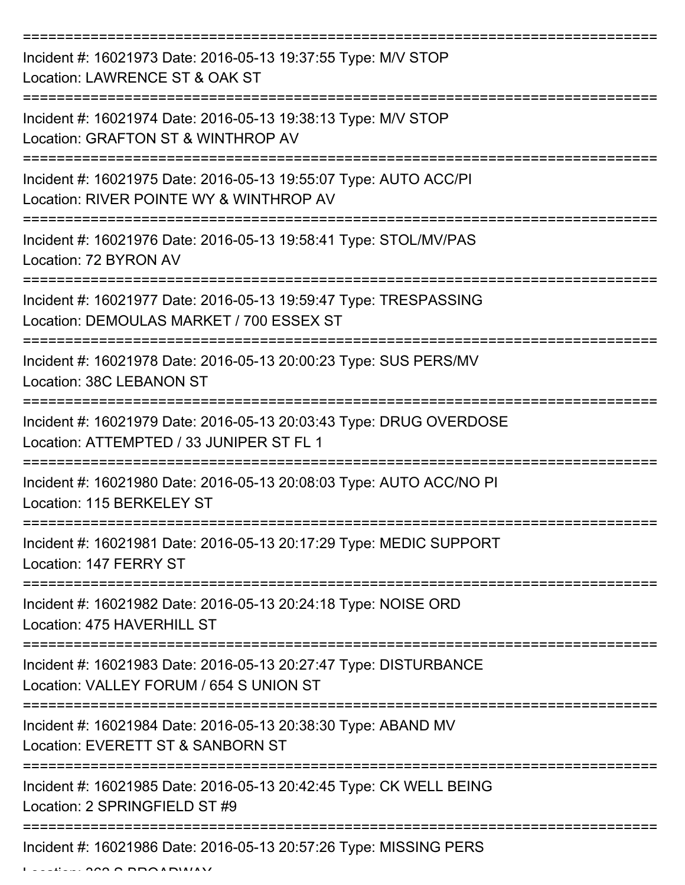===========================================================================

Incident #: 16021973 Date: 2016-05-13 19:37:55 Type: M/V STOP
Location: LAWRENCE ST & OAK ST

===========================================================================

Incident #: 16021974 Date: 2016-05-13 19:38:13 Type: M/V STOP
Location: GRAFTON ST & WINTHROP AV

===========================================================================

Incident #: 16021975 Date: 2016-05-13 19:55:07 Type: AUTO ACC/PI
Location: RIVER POINTE WY & WINTHROP AV

===========================================================================

Incident #: 16021976 Date: 2016-05-13 19:58:41 Type: STOL/MV/PAS
Location: 72 BYRON AV

===========================================================================

Incident #: 16021977 Date: 2016-05-13 19:59:47 Type: TRESPASSING
Location: DEMOULAS MARKET / 700 ESSEX ST

===========================================================================

Incident #: 16021978 Date: 2016-05-13 20:00:23 Type: SUS PERS/MV
Location: 38C LEBANON ST

===========================================================================

Incident #: 16021979 Date: 2016-05-13 20:03:43 Type: DRUG OVERDOSE
Location: ATTEMPTED / 33 JUNIPER ST FL 1

===========================================================================

Incident #: 16021980 Date: 2016-05-13 20:08:03 Type: AUTO ACC/NO PI
Location: 115 BERKELEY ST

===========================================================================

Incident #: 16021981 Date: 2016-05-13 20:17:29 Type: MEDIC SUPPORT
Location: 147 FERRY ST

===========================================================================

Incident #: 16021982 Date: 2016-05-13 20:24:18 Type: NOISE ORD
Location: 475 HAVERHILL ST

===========================================================================

Incident #: 16021983 Date: 2016-05-13 20:27:47 Type: DISTURBANCE
Location: VALLEY FORUM / 654 S UNION ST

===========================================================================

Incident #: 16021984 Date: 2016-05-13 20:38:30 Type: ABAND MV
Location: EVERETT ST & SANBORN ST

===========================================================================

Incident #: 16021985 Date: 2016-05-13 20:42:45 Type: CK WELL BEING
Location: 2 SPRINGFIELD ST #9

===========================================================================

Incident #: 16021986 Date: 2016-05-13 20:57:26 Type: MISSING PERS
Location: 362 S BROADWAY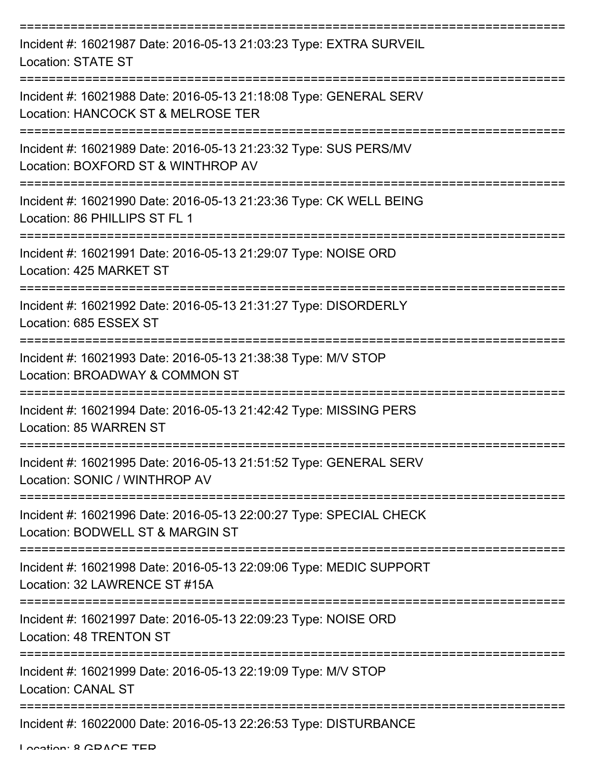===========================================================================
Incident #: 16021987 Date: 2016-05-13 21:03:23 Type: EXTRA SURVEIL
Location: STATE ST
===========================================================================
Incident #: 16021988 Date: 2016-05-13 21:18:08 Type: GENERAL SERV
Location: HANCOCK ST & MELROSE TER
===========================================================================
Incident #: 16021989 Date: 2016-05-13 21:23:32 Type: SUS PERS/MV
Location: BOXFORD ST & WINTHROP AV
===========================================================================
Incident #: 16021990 Date: 2016-05-13 21:23:36 Type: CK WELL BEING
Location: 86 PHILLIPS ST FL 1
===========================================================================
Incident #: 16021991 Date: 2016-05-13 21:29:07 Type: NOISE ORD
Location: 425 MARKET ST
===========================================================================
Incident #: 16021992 Date: 2016-05-13 21:31:27 Type: DISORDERLY
Location: 685 ESSEX ST
===========================================================================
Incident #: 16021993 Date: 2016-05-13 21:38:38 Type: M/V STOP
Location: BROADWAY & COMMON ST
===========================================================================
Incident #: 16021994 Date: 2016-05-13 21:42:42 Type: MISSING PERS
Location: 85 WARREN ST
===========================================================================
Incident #: 16021995 Date: 2016-05-13 21:51:52 Type: GENERAL SERV
Location: SONIC / WINTHROP AV
===========================================================================
Incident #: 16021996 Date: 2016-05-13 22:00:27 Type: SPECIAL CHECK
Location: BODWELL ST & MARGIN ST
===========================================================================
Incident #: 16021998 Date: 2016-05-13 22:09:06 Type: MEDIC SUPPORT
Location: 32 LAWRENCE ST #15A
===========================================================================
Incident #: 16021997 Date: 2016-05-13 22:09:23 Type: NOISE ORD
Location: 48 TRENTON ST
===========================================================================
Incident #: 16021999 Date: 2016-05-13 22:19:09 Type: M/V STOP
Location: CANAL ST
===========================================================================
Incident #: 16022000 Date: 2016-05-13 22:26:53 Type: DISTURBANCE
Location: 8 GRACE TER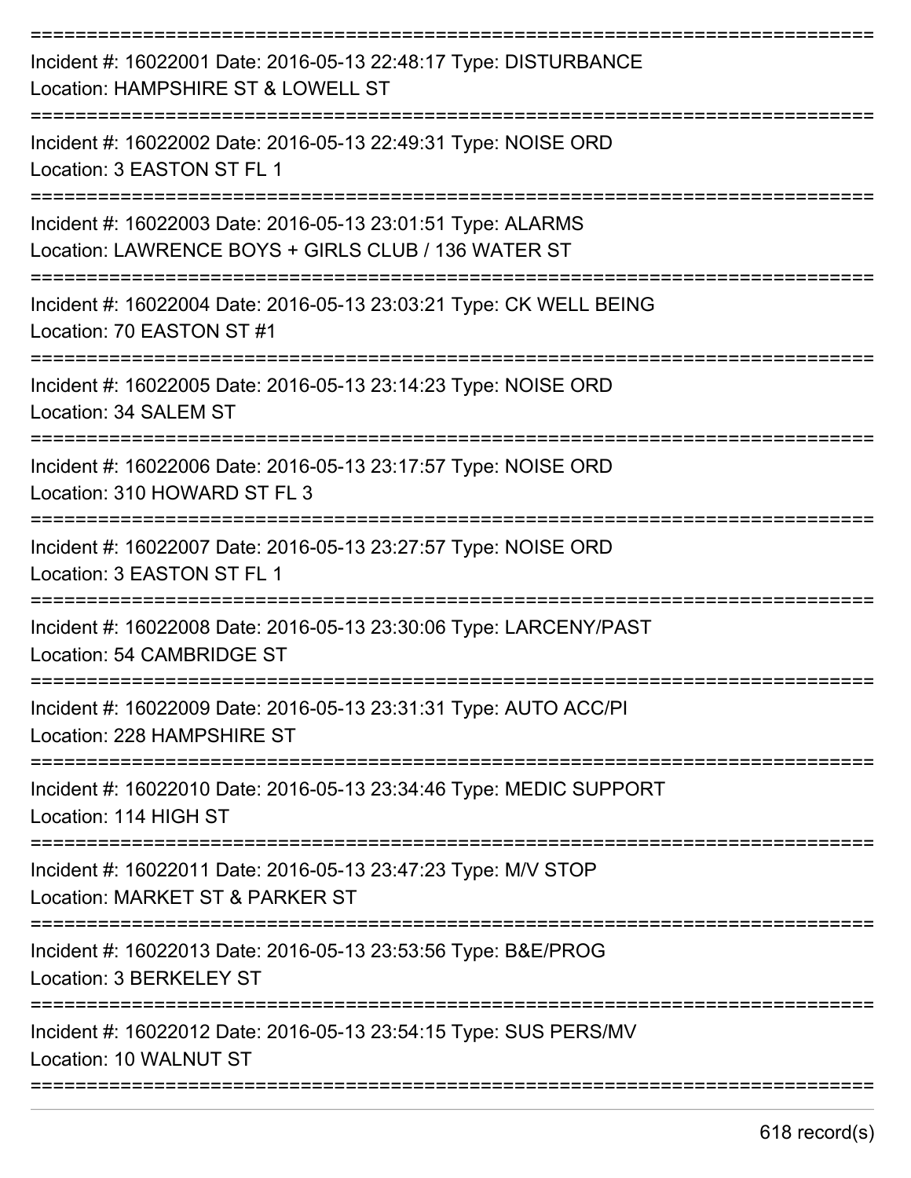===========================================================================

Incident #: 16022001 Date: 2016-05-13 22:48:17 Type: DISTURBANCE
Location: HAMPSHIRE ST & LOWELL ST

===========================================================================

Incident #: 16022002 Date: 2016-05-13 22:49:31 Type: NOISE ORD
Location: 3 EASTON ST FL 1

===========================================================================

Incident #: 16022003 Date: 2016-05-13 23:01:51 Type: ALARMS
Location: LAWRENCE BOYS + GIRLS CLUB / 136 WATER ST

===========================================================================

Incident #: 16022004 Date: 2016-05-13 23:03:21 Type: CK WELL BEING
Location: 70 EASTON ST #1

===========================================================================

Incident #: 16022005 Date: 2016-05-13 23:14:23 Type: NOISE ORD
Location: 34 SALEM ST

===========================================================================

Incident #: 16022006 Date: 2016-05-13 23:17:57 Type: NOISE ORD
Location: 310 HOWARD ST FL 3

===========================================================================

Incident #: 16022007 Date: 2016-05-13 23:27:57 Type: NOISE ORD
Location: 3 EASTON ST FL 1

===========================================================================

Incident #: 16022008 Date: 2016-05-13 23:30:06 Type: LARCENY/PAST
Location: 54 CAMBRIDGE ST

===========================================================================

Incident #: 16022009 Date: 2016-05-13 23:31:31 Type: AUTO ACC/PI
Location: 228 HAMPSHIRE ST

===========================================================================

Incident #: 16022010 Date: 2016-05-13 23:34:46 Type: MEDIC SUPPORT
Location: 114 HIGH ST

===========================================================================

Incident #: 16022011 Date: 2016-05-13 23:47:23 Type: M/V STOP
Location: MARKET ST & PARKER ST

===========================================================================

Incident #: 16022013 Date: 2016-05-13 23:53:56 Type: B&E/PROG
Location: 3 BERKELEY ST

===========================================================================

Incident #: 16022012 Date: 2016-05-13 23:54:15 Type: SUS PERS/MV
Location: 10 WALNUT ST

===========================================================================

618 record(s)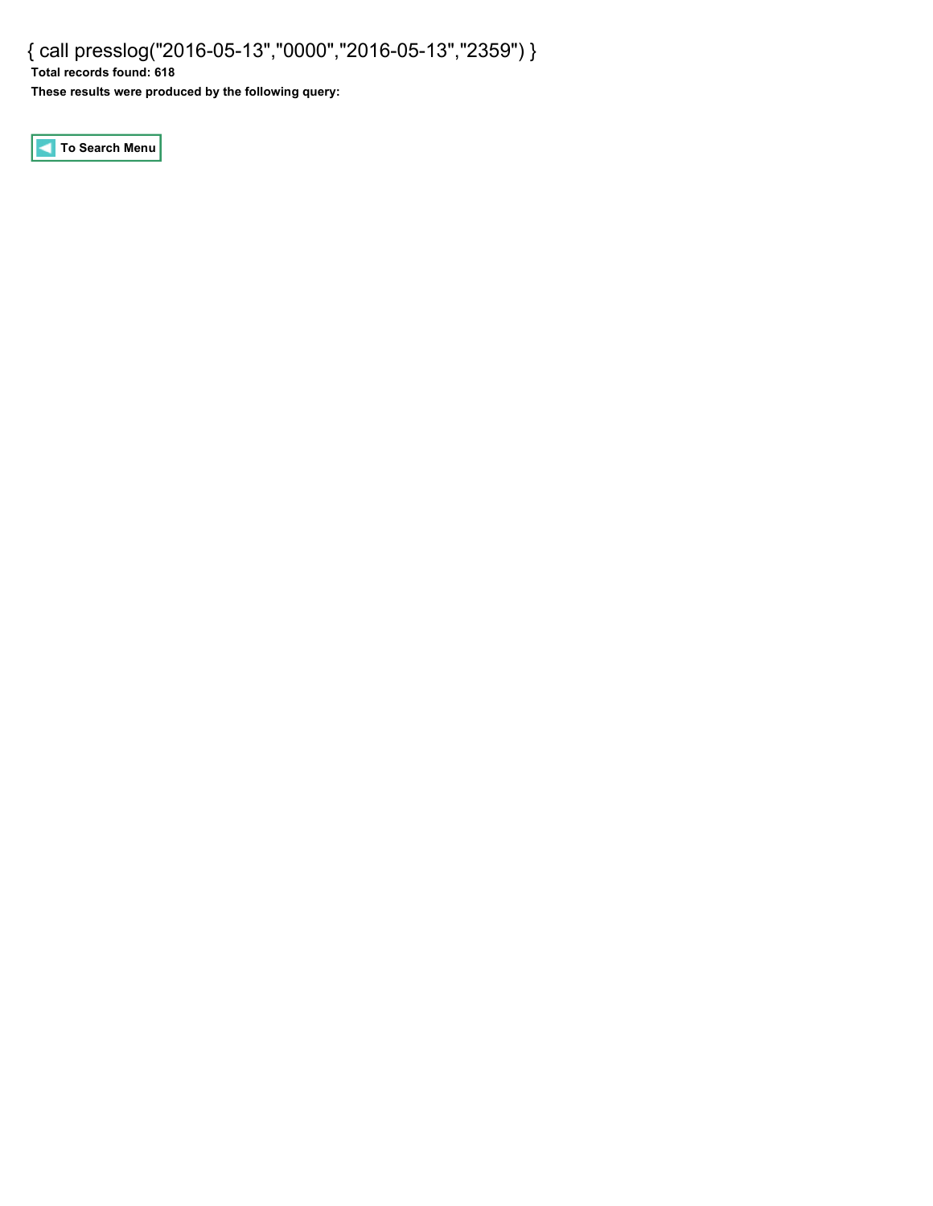{ call presslog("2016-05-13","0000","2016-05-13","2359") }

**Total records found: 618**

**These results were produced by the following query:**

**To Search Menu**